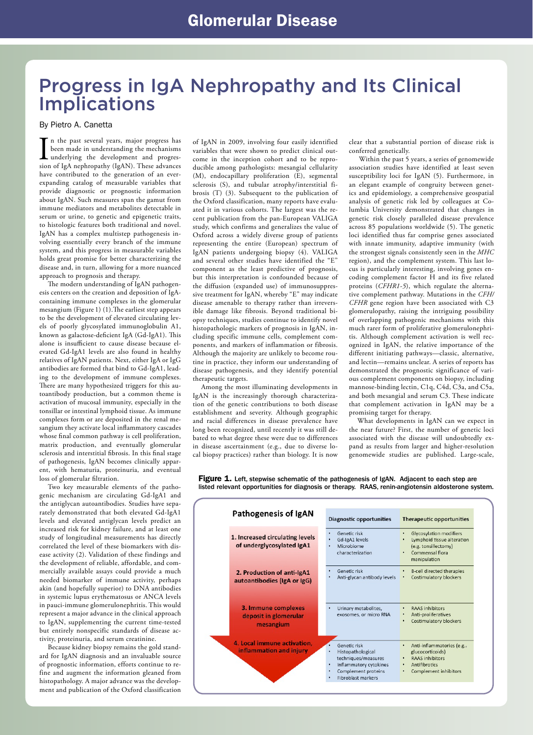# Progress in IgA Nephropathy and Its Clinical Implications

By Pietro A. Canetta

In the past several years, major progress has been made in understanding the mechanisms underlying the development and progression of IgA nephropathy (IgAN). These advances have contributed to the generation of an ever-expanding catalog of measurable variables that provide diagnostic or prognostic information about IgAN. Such measures span the gamut from immune mediators and metabolites detectable in serum or urine, to genetic and epigenetic traits, to histologic features both traditional and novel. IgAN has a complex multistep pathogenesis involving essentially every branch of the immune system, and this progress in measurable variables holds great promise for better characterizing the disease and, in turn, allowing for a more nuanced approach to prognosis and therapy.

The modern understanding of IgAN pathogenesis centers on the creation and deposition of IgA-containing immune complexes in the glomerular mesangium (Figure 1) (1).The earliest step appears to be the development of elevated circulating levels of poorly glycosylated immunoglobulin A1, known as galactose-deficient IgA (Gd-IgA1). This alone is insufficient to cause disease because elevated Gd-IgA1 levels are also found in healthy relatives of IgAN patients. Next, either IgA or IgG antibodies are formed that bind to Gd-IgA1, leading to the development of immune complexes. There are many hypothesized triggers for this autoantibody production, but a common theme is activation of mucosal immunity, especially in the tonsillar or intestinal lymphoid tissue. As immune complexes form or are deposited in the renal mesangium they activate local inflammatory cascades whose final common pathway is cell proliferation, matrix production, and eventually glomerular sclerosis and interstitial fibrosis. In this final stage of pathogenesis, IgAN becomes clinically apparent, with hematuria, proteinuria, and eventual loss of glomerular filtration.

Two key measurable elements of the pathogenic mechanism are circulating Gd-IgA1 and the antiglycan autoantibodies. Studies have separately demonstrated that both elevated Gd-IgA1 levels and elevated antiglycan levels predict an increased risk for kidney failure, and at least one study of longitudinal measurements has directly correlated the level of these biomarkers with disease activity (2). Validation of these findings and the development of reliable, affordable, and commercially available assays could provide a much needed biomarker of immune activity, perhaps akin (and hopefully superior) to DNA antibodies in systemic lupus erythematosus or ANCA levels in pauci-immune glomerulonephritis. This would represent a major advance in the clinical approach to IgAN, supplementing the current time-tested but entirely nonspecific standards of disease activity, proteinuria, and serum creatinine.

Because kidney biopsy remains the gold standard for IgAN diagnosis and an invaluable source of prognostic information, efforts continue to refine and augment the information gleaned from histopathology. A major advance was the development and publication of the Oxford classification of IgAN in 2009, involving four easily identified variables that were shown to predict clinical outcome in the inception cohort and to be reproducible among pathologists: mesangial cellularity (M), endocapillary proliferation (E), segmental sclerosis (S), and tubular atrophy/interstitial fibrosis (T) (3). Subsequent to the publication of the Oxford classification, many reports have evaluated it in various cohorts. The largest was the recent publication from the pan-European VALIGA study, which confirms and generalizes the value of Oxford across a widely diverse group of patients representing the entire (European) spectrum of IgAN patients undergoing biopsy (4). VALIGA and several other studies have identified the "E" component as the least predictive of prognosis, but this interpretation is confounded because of the diffusion (expanded use) of immunosuppressive treatment for IgAN, whereby "E" may indicate disease amenable to therapy rather than irreversible damage like fibrosis. Beyond traditional biopsy techniques, studies continue to identify novel histopathologic markers of prognosis in IgAN, including specific immune cells, complement components, and markers of inflammation or fibrosis. Although the majority are unlikely to become routine in practice, they inform our understanding of disease pathogenesis, and they identify potential therapeutic targets.

Among the most illuminating developments in IgAN is the increasingly thorough characterization of the genetic contributions to both disease establishment and severity. Although geographic and racial differences in disease prevalence have long been recognized, until recently it was still debated to what degree these were due to differences in disease ascertainment (e.g., due to diverse local biopsy practices) rather than biology. It is now clear that a substantial portion of disease risk is conferred genetically.

Within the past 5 years, a series of genomewide association studies have identified at least seven susceptibility loci for IgAN (5). Furthermore, in an elegant example of congruity between genetics and epidemiology, a comprehensive geospatial analysis of genetic risk led by colleagues at Columbia University demonstrated that changes in genetic risk closely paralleled disease prevalence across 85 populations worldwide (5). The genetic loci identified thus far comprise genes associated with innate immunity, adaptive immunity (with the strongest signals consistently seen in the *MHC* region), and the complement system. This last locus is particularly interesting, involving genes encoding complement factor H and its five related proteins (*CFHR1-5*), which regulate the alternative complement pathway. Mutations in the *CFH/CFHR* gene region have been associated with C3 glomerulopathy, raising the intriguing possibility of overlapping pathogenic mechanisms with this much rarer form of proliferative glomerulonephritis. Although complement activation is well recognized in IgAN, the relative importance of the different initiating pathways—classic, alternative, and lectin—remains unclear. A series of reports has demonstrated the prognostic significance of various complement components on biopsy, including mannose-binding lectin, C1q, C4d, C3a, and C5a, and both mesangial and serum C3. These indicate that complement activation in IgAN may be a promising target for therapy.

What developments in IgAN can we expect in the near future? First, the number of genetic loci associated with the disease will undoubtedly expand as results from larger and higher-resolution genomewide studies are published. Large-scale,

**Figure 1.** Left, stepwise schematic of the pathogenesis of IgAN. Adjacent to each step are listed relevant opportunities for diagnosis or therapy. RAAS, renin-angiotensin aldosterone system.

| Pathogenesis of IgAN | Diagnostic opportunities | Therapeutic opportunities |
|---|---|---|
| 1. Increased circulating levels of underglycosylated IgA1 | • Genetic risk<br>• Gd-IgA1 levels<br>• Microbiome characterization | • Glycosylation modifiers<br>• Lymphoid tissue alteration (e.g. tonsillectomy)<br>• Commensal flora manipulation |
| 2. Production of anti-IgA1 autoantibodies (IgA or IgG) | • Genetic risk<br>• Anti-glycan autoantibody levels | • B-cell directed therapies<br>• Costimulatory blockers |
| 3. Immune complexes deposit in glomerular mesangium | • Urinary metabolites, exosomes, or micro RNA | • RAAS inhibitors<br>• Anti-proliferatives<br>• Costimulatory blockers |
| 4. Local immune activation, inflammation and injury | • Genetic risk<br>• Histopathological techniques/measures<br>• Inflammatory cytokines<br>• Complement proteins<br>• Fibroblast markers | • Anti-inflammatories (e.g., glucocorticoids)<br>• RAAS inhibitors<br>• Antifibrotics<br>• Complement inhibitors |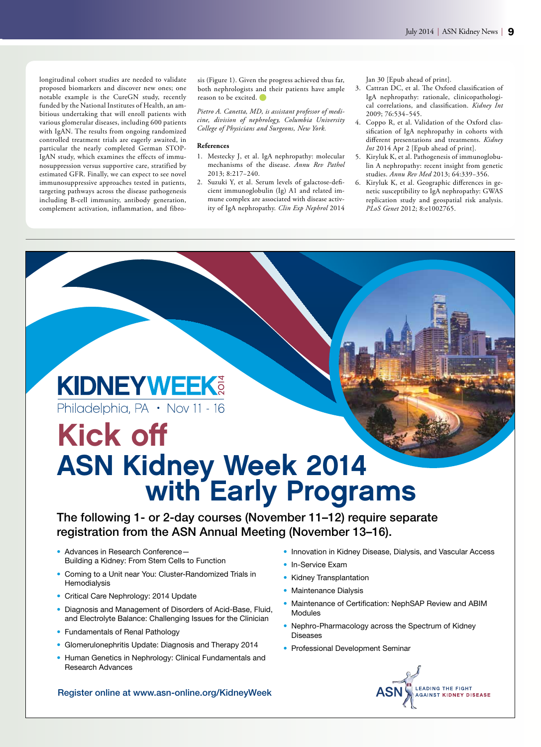longitudinal cohort studies are needed to validate proposed biomarkers and discover new ones; one notable example is the CureGN study, recently funded by the National Institutes of Health, an ambitious undertaking that will enroll patients with various glomerular diseases, including 600 patients with IgAN. The results from ongoing randomized controlled treatment trials are eagerly awaited, in particular the nearly completed German STOP-IgAN study, which examines the effects of immunosuppression versus supportive care, stratified by estimated GFR. Finally, we can expect to see novel immunosuppressive approaches tested in patients, targeting pathways across the disease pathogenesis including B-cell immunity, antibody generation, complement activation, inflammation, and fibrosis (Figure 1). Given the progress achieved thus far, both nephrologists and their patients have ample reason to be excited.

*Pietro A. Canetta, MD, is assistant professor of medicine, division of nephrology, Columbia University College of Physicians and Surgeons, New York.*

**References**

1. Mestecky J, et al. IgA nephropathy: molecular mechanisms of the disease. *Annu Rev Pathol* 2013; 8:217–240.
2. Suzuki Y, et al. Serum levels of galactose-deficient immunoglobulin (Ig) A1 and related immune complex are associated with disease activity of IgA nephropathy. *Clin Exp Nephrol* 2014 Jan 30 [Epub ahead of print].
3. Cattran DC, et al. The Oxford classification of IgA nephropathy: rationale, clinicopathological correlations, and classification. *Kidney Int* 2009; 76:534–545.
4. Coppo R, et al. Validation of the Oxford classification of IgA nephropathy in cohorts with different presentations and treatments. *Kidney Int* 2014 Apr 2 [Epub ahead of print].
5. Kiryluk K, et al. Pathogenesis of immunoglobulin A nephropathy: recent insight from genetic studies. *Annu Rev Med* 2013; 64:339–356.
6. Kiryluk K, et al. Geographic differences in genetic susceptibility to IgA nephropathy: GWAS replication study and geospatial risk analysis. *PLoS Genet* 2012; 8:e1002765.

---

# KIDNEYWEEK 2014

Philadelphia, PA • Nov 11 - 16

# Kick off ASN Kidney Week 2014 with Early Programs

**The following 1- or 2-day courses (November 11–12) require separate registration from the ASN Annual Meeting (November 13–16).**

- Advances in Research Conference—Building a Kidney: From Stem Cells to Function
- Coming to a Unit near You: Cluster-Randomized Trials in Hemodialysis
- Critical Care Nephrology: 2014 Update
- Diagnosis and Management of Disorders of Acid-Base, Fluid, and Electrolyte Balance: Challenging Issues for the Clinician
- Fundamentals of Renal Pathology
- Glomerulonephritis Update: Diagnosis and Therapy 2014
- Human Genetics in Nephrology: Clinical Fundamentals and Research Advances
- Innovation in Kidney Disease, Dialysis, and Vascular Access
- In-Service Exam
- Kidney Transplantation
- Maintenance Dialysis
- Maintenance of Certification: NephSAP Review and ABIM Modules
- Nephro-Pharmacology across the Spectrum of Kidney Diseases
- Professional Development Seminar

Register online at www.asn-online.org/KidneyWeek

ASN LEADING THE FIGHT AGAINST KIDNEY DISEASE